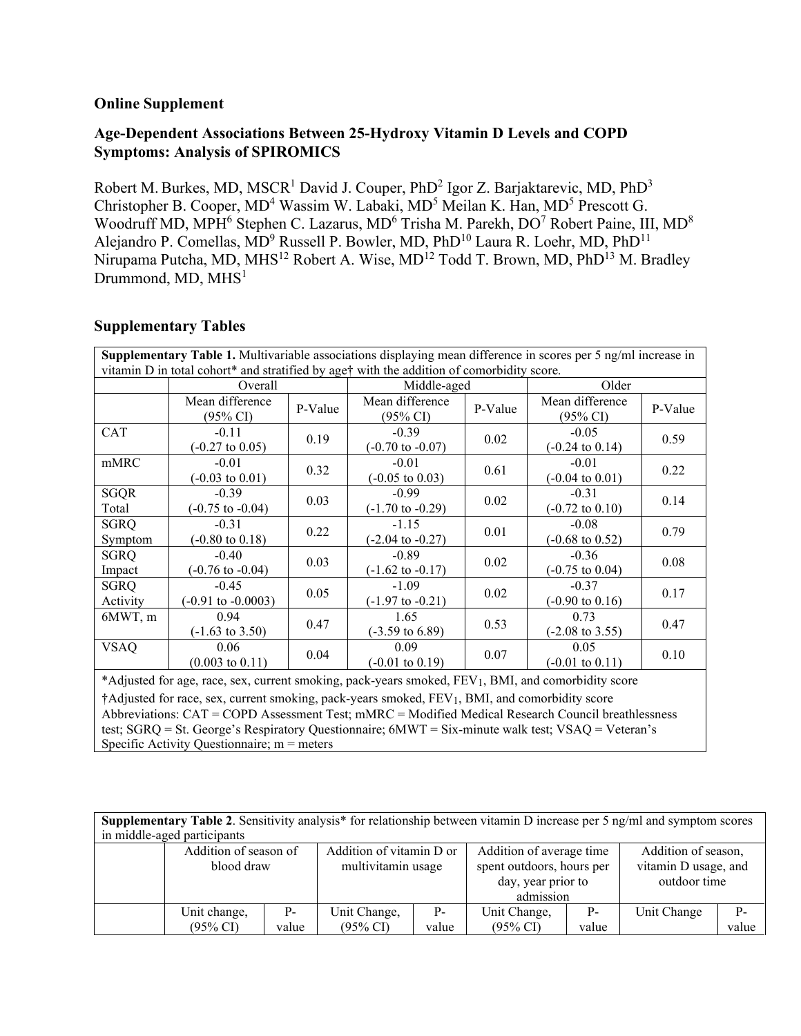**Online Supplement**

# Age-Dependent Associations Between 25-Hydroxy Vitamin D Levels and COPD Symptoms: Analysis of SPIROMICS

Robert M. Burkes, MD, MSCR[1] David J. Couper, PhD[2] Igor Z. Barjaktarevic, MD, PhD[3] Christopher B. Cooper, MD[4] Wassim W. Labaki, MD[5] Meilan K. Han, MD[5] Prescott G. Woodruff MD, MPH[6] Stephen C. Lazarus, MD[6] Trisha M. Parekh, DO[7] Robert Paine, III, MD[8] Alejandro P. Comellas, MD[9] Russell P. Bowler, MD, PhD[10] Laura R. Loehr, MD, PhD[11] Nirupama Putcha, MD, MHS[12] Robert A. Wise, MD[12] Todd T. Brown, MD, PhD[13] M. Bradley Drummond, MD, MHS[1]

## Supplementary Tables

**Supplementary Table 1.** Multivariable associations displaying mean difference in scores per 5 ng/ml increase in vitamin D in total cohort* and stratified by age† with the addition of comorbidity score.

| | Overall | | Middle-aged | | Older | |
|---|---|---|---|---|---|---|
| | Mean difference (95% CI) | P-Value | Mean difference (95% CI) | P-Value | Mean difference (95% CI) | P-Value |
| CAT | -0.11 (-0.27 to 0.05) | 0.19 | -0.39 (-0.70 to -0.07) | 0.02 | -0.05 (-0.24 to 0.14) | 0.59 |
| mMRC | -0.01 (-0.03 to 0.01) | 0.32 | -0.01 (-0.05 to 0.03) | 0.61 | -0.01 (-0.04 to 0.01) | 0.22 |
| SGQR Total | -0.39 (-0.75 to -0.04) | 0.03 | -0.99 (-1.70 to -0.29) | 0.02 | -0.31 (-0.72 to 0.10) | 0.14 |
| SGRQ Symptom | -0.31 (-0.80 to 0.18) | 0.22 | -1.15 (-2.04 to -0.27) | 0.01 | -0.08 (-0.68 to 0.52) | 0.79 |
| SGRQ Impact | -0.40 (-0.76 to -0.04) | 0.03 | -0.89 (-1.62 to -0.17) | 0.02 | -0.36 (-0.75 to 0.04) | 0.08 |
| SGRQ Activity | -0.45 (-0.91 to -0.0003) | 0.05 | -1.09 (-1.97 to -0.21) | 0.02 | -0.37 (-0.90 to 0.16) | 0.17 |
| 6MWT, m | 0.94 (-1.63 to 3.50) | 0.47 | 1.65 (-3.59 to 6.89) | 0.53 | 0.73 (-2.08 to 3.55) | 0.47 |
| VSAQ | 0.06 (0.003 to 0.11) | 0.04 | 0.09 (-0.01 to 0.19) | 0.07 | 0.05 (-0.01 to 0.11) | 0.10 |

*Adjusted for age, race, sex, current smoking, pack-years smoked, $FEV_1$, BMI, and comorbidity score

†Adjusted for race, sex, current smoking, pack-years smoked, $FEV_1$, BMI, and comorbidity score

Abbreviations: CAT = COPD Assessment Test; mMRC = Modified Medical Research Council breathlessness test; SGRQ = St. George's Respiratory Questionnaire; 6MWT = Six-minute walk test; VSAQ = Veteran's Specific Activity Questionnaire; m = meters

**Supplementary Table 2**. Sensitivity analysis* for relationship between vitamin D increase per 5 ng/ml and symptom scores in middle-aged participants

| | Addition of season of blood draw | | Addition of vitamin D or multivitamin usage | | Addition of average time spent outdoors, hours per day, year prior to admission | | Addition of season, vitamin D usage, and outdoor time | |
|---|---|---|---|---|---|---|---|---|
| | Unit change, (95% CI) | P-value | Unit Change, (95% CI) | P-value | Unit Change, (95% CI) | P-value | Unit Change | P-value |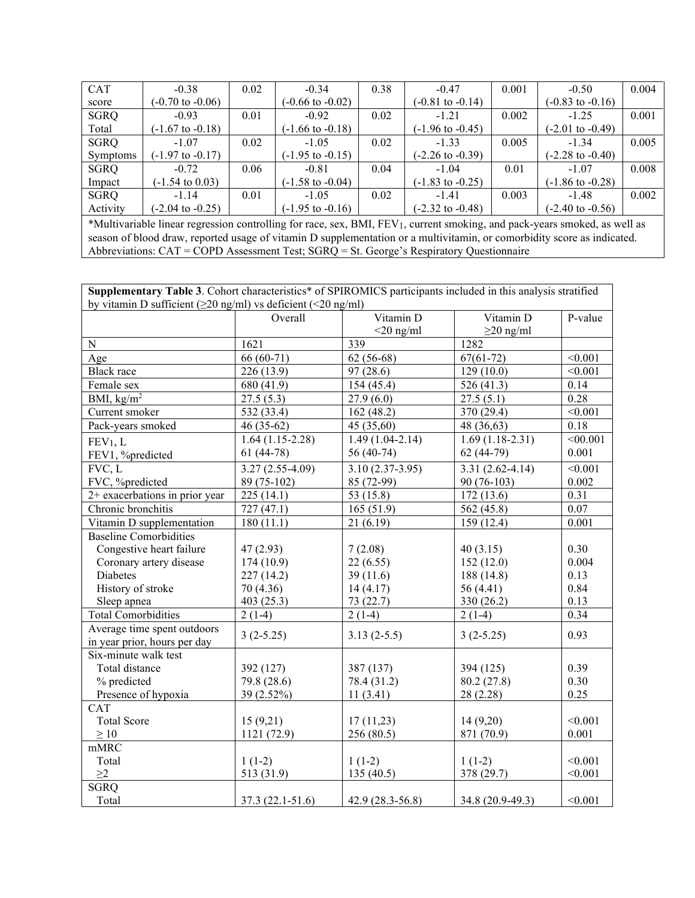| CAT score | -0.38 (-0.70 to -0.06) | 0.02 | -0.34 (-0.66 to -0.02) | 0.38 | -0.47 (-0.81 to -0.14) | 0.001 | -0.50 (-0.83 to -0.16) | 0.004 |
|---|---|---|---|---|---|---|---|---|
| SGRQ Total | -0.93 (-1.67 to -0.18) | 0.01 | -0.92 (-1.66 to -0.18) | 0.02 | -1.21 (-1.96 to -0.45) | 0.002 | -1.25 (-2.01 to -0.49) | 0.001 |
| SGRQ Symptoms | -1.07 (-1.97 to -0.17) | 0.02 | -1.05 (-1.95 to -0.15) | 0.02 | -1.33 (-2.26 to -0.39) | 0.005 | -1.34 (-2.28 to -0.40) | 0.005 |
| SGRQ Impact | -0.72 (-1.54 to 0.03) | 0.06 | -0.81 (-1.58 to -0.04) | 0.04 | -1.04 (-1.83 to -0.25) | 0.01 | -1.07 (-1.86 to -0.28) | 0.008 |
| SGRQ Activity | -1.14 (-2.04 to -0.25) | 0.01 | -1.05 (-1.95 to -0.16) | 0.02 | -1.41 (-2.32 to -0.48) | 0.003 | -1.48 (-2.40 to -0.56) | 0.002 |

*Multivariable linear regression controlling for race, sex, BMI, $FEV_1$, current smoking, and pack-years smoked, as well as season of blood draw, reported usage of vitamin D supplementation or a multivitamin, or comorbidity score as indicated.
Abbreviations: CAT = COPD Assessment Test; SGRQ = St. George's Respiratory Questionnaire

**Supplementary Table 3**. Cohort characteristics* of SPIROMICS participants included in this analysis stratified by vitamin D sufficient (≥20 ng/ml) vs deficient (<20 ng/ml)

| | Overall | Vitamin D <20 ng/ml | Vitamin D ≥20 ng/ml | P-value |
|---|---|---|---|---|
| N | 1621 | 339 | 1282 | |
| Age | 66 (60-71) | 62 (56-68) | 67(61-72) | <0.001 |
| Black race | 226 (13.9) | 97 (28.6) | 129 (10.0) | <0.001 |
| Female sex | 680 (41.9) | 154 (45.4) | 526 (41.3) | 0.14 |
| BMI, kg/$m^2$ | 27.5 (5.3) | 27.9 (6.0) | 27.5 (5.1) | 0.28 |
| Current smoker | 532 (33.4) | 162 (48.2) | 370 (29.4) | <0.001 |
| Pack-years smoked | 46 (35-62) | 45 (35,60) | 48 (36,63) | 0.18 |
| $FEV_1$, L | 1.64 (1.15-2.28) | 1.49 (1.04-2.14) | 1.69 (1.18-2.31) | <00.001 |
| FEV1, %predicted | 61 (44-78) | 56 (40-74) | 62 (44-79) | 0.001 |
| FVC, L | 3.27 (2.55-4.09) | 3.10 (2.37-3.95) | 3.31 (2.62-4.14) | <0.001 |
| FVC, %predicted | 89 (75-102) | 85 (72-99) | 90 (76-103) | 0.002 |
| 2+ exacerbations in prior year | 225 (14.1) | 53 (15.8) | 172 (13.6) | 0.31 |
| Chronic bronchitis | 727 (47.1) | 165 (51.9) | 562 (45.8) | 0.07 |
| Vitamin D supplementation | 180 (11.1) | 21 (6.19) | 159 (12.4) | 0.001 |
| Baseline Comorbidities | | | | |
| Congestive heart failure | 47 (2.93) | 7 (2.08) | 40 (3.15) | 0.30 |
| Coronary artery disease | 174 (10.9) | 22 (6.55) | 152 (12.0) | 0.004 |
| Diabetes | 227 (14.2) | 39 (11.6) | 188 (14.8) | 0.13 |
| History of stroke | 70 (4.36) | 14 (4.17) | 56 (4.41) | 0.84 |
| Sleep apnea | 403 (25.3) | 73 (22.7) | 330 (26.2) | 0.13 |
| Total Comorbidities | 2 (1-4) | 2 (1-4) | 2 (1-4) | 0.34 |
| Average time spent outdoors in year prior, hours per day | 3 (2-5.25) | 3.13 (2-5.5) | 3 (2-5.25) | 0.93 |
| Six-minute walk test | | | | |
| Total distance | 392 (127) | 387 (137) | 394 (125) | 0.39 |
| % predicted | 79.8 (28.6) | 78.4 (31.2) | 80.2 (27.8) | 0.30 |
| Presence of hypoxia | 39 (2.52%) | 11 (3.41) | 28 (2.28) | 0.25 |
| CAT | | | | |
| Total Score | 15 (9,21) | 17 (11,23) | 14 (9,20) | <0.001 |
| ≥ 10 | 1121 (72.9) | 256 (80.5) | 871 (70.9) | 0.001 |
| mMRC | | | | |
| Total | 1 (1-2) | 1 (1-2) | 1 (1-2) | <0.001 |
| ≥2 | 513 (31.9) | 135 (40.5) | 378 (29.7) | <0.001 |
| SGRQ | | | | |
| Total | 37.3 (22.1-51.6) | 42.9 (28.3-56.8) | 34.8 (20.9-49.3) | <0.001 |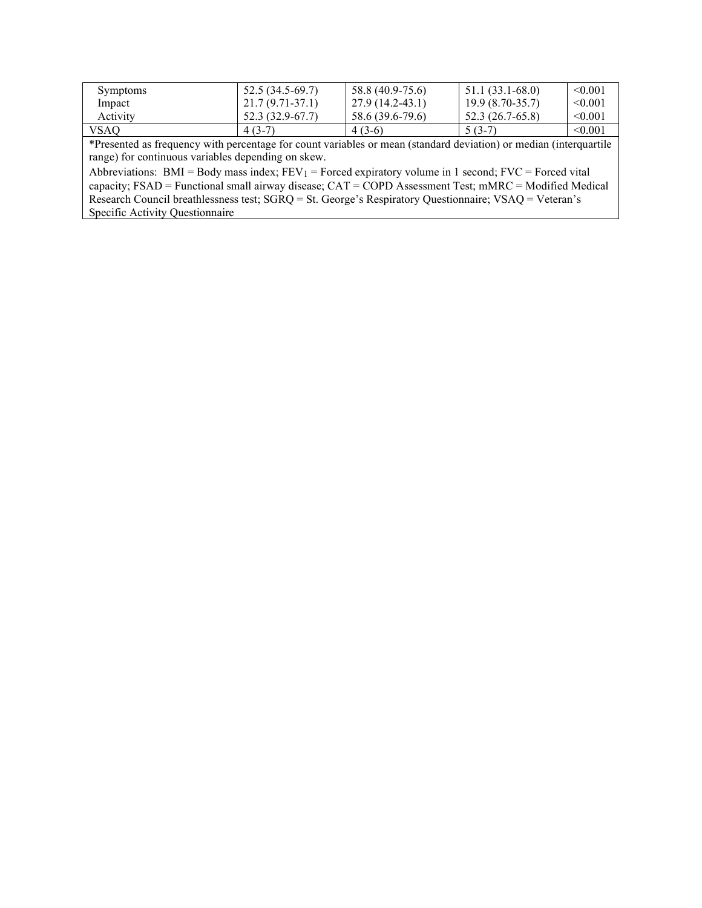| | | | | |
|---|---|---|---|---|
| Symptoms | 52.5 (34.5-69.7) | 58.8 (40.9-75.6) | 51.1 (33.1-68.0) | <0.001 |
| Impact | 21.7 (9.71-37.1) | 27.9 (14.2-43.1) | 19.9 (8.70-35.7) | <0.001 |
| Activity | 52.3 (32.9-67.7) | 58.6 (39.6-79.6) | 52.3 (26.7-65.8) | <0.001 |
| VSAQ | 4 (3-7) | 4 (3-6) | 5 (3-7) | <0.001 |

*Presented as frequency with percentage for count variables or mean (standard deviation) or median (interquartile range) for continuous variables depending on skew.

Abbreviations: BMI = Body mass index; $FEV_1$ = Forced expiratory volume in 1 second; FVC = Forced vital capacity; FSAD = Functional small airway disease; CAT = COPD Assessment Test; mMRC = Modified Medical Research Council breathlessness test; SGRQ = St. George's Respiratory Questionnaire; VSAQ = Veteran's Specific Activity Questionnaire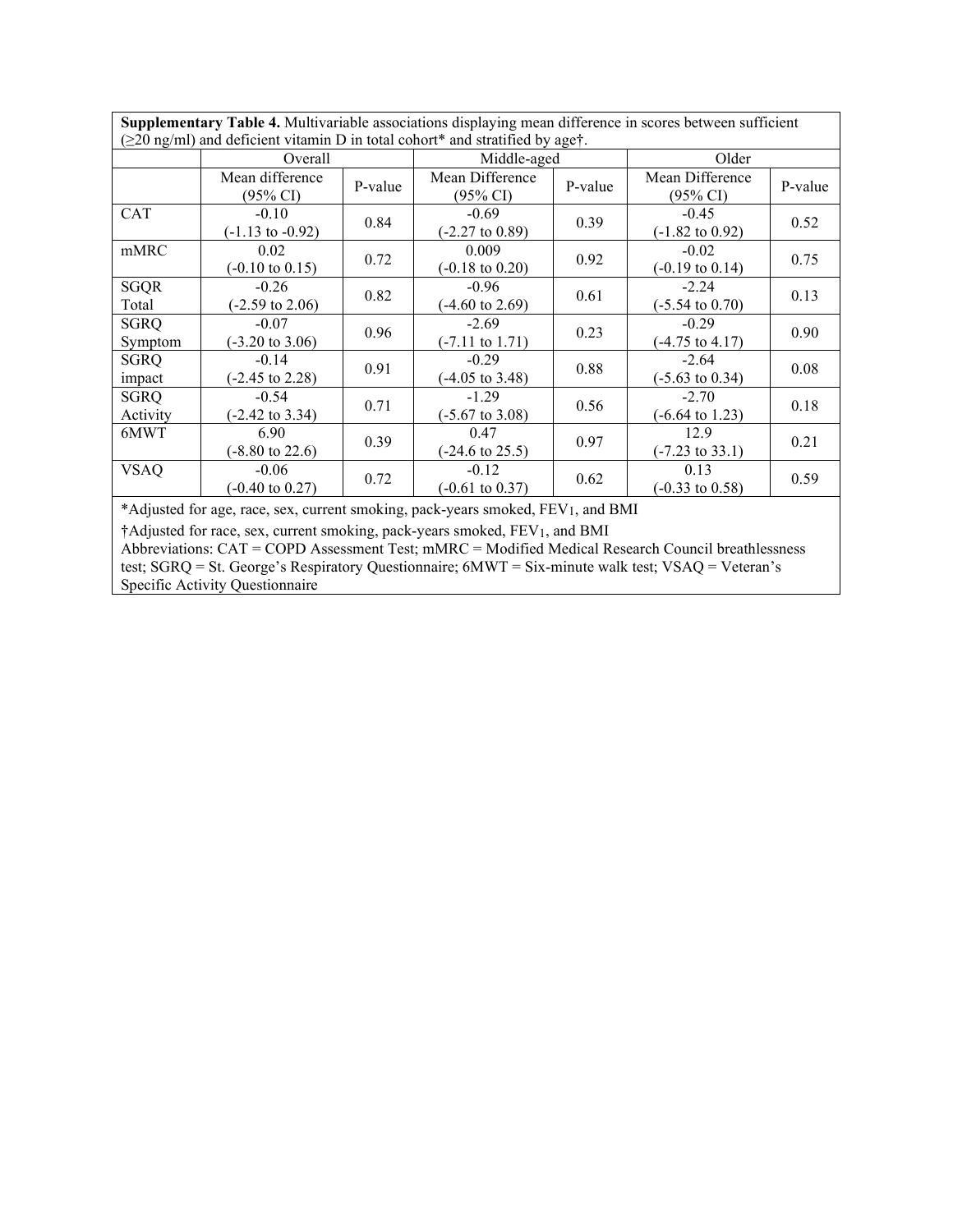**Supplementary Table 4.** Multivariable associations displaying mean difference in scores between sufficient (≥20 ng/ml) and deficient vitamin D in total cohort* and stratified by age†.

| | Overall | | Middle-aged | | Older | |
|---|---|---|---|---|---|---|
| | Mean difference (95% CI) | P-value | Mean Difference (95% CI) | P-value | Mean Difference (95% CI) | P-value |
| CAT | -0.10 (-1.13 to -0.92) | 0.84 | -0.69 (-2.27 to 0.89) | 0.39 | -0.45 (-1.82 to 0.92) | 0.52 |
| mMRC | 0.02 (-0.10 to 0.15) | 0.72 | 0.009 (-0.18 to 0.20) | 0.92 | -0.02 (-0.19 to 0.14) | 0.75 |
| SGQR Total | -0.26 (-2.59 to 2.06) | 0.82 | -0.96 (-4.60 to 2.69) | 0.61 | -2.24 (-5.54 to 0.70) | 0.13 |
| SGRQ Symptom | -0.07 (-3.20 to 3.06) | 0.96 | -2.69 (-7.11 to 1.71) | 0.23 | -0.29 (-4.75 to 4.17) | 0.90 |
| SGRQ impact | -0.14 (-2.45 to 2.28) | 0.91 | -0.29 (-4.05 to 3.48) | 0.88 | -2.64 (-5.63 to 0.34) | 0.08 |
| SGRQ Activity | -0.54 (-2.42 to 3.34) | 0.71 | -1.29 (-5.67 to 3.08) | 0.56 | -2.70 (-6.64 to 1.23) | 0.18 |
| 6MWT | 6.90 (-8.80 to 22.6) | 0.39 | 0.47 (-24.6 to 25.5) | 0.97 | 12.9 (-7.23 to 33.1) | 0.21 |
| VSAQ | -0.06 (-0.40 to 0.27) | 0.72 | -0.12 (-0.61 to 0.37) | 0.62 | 0.13 (-0.33 to 0.58) | 0.59 |

*Adjusted for age, race, sex, current smoking, pack-years smoked, $FEV_1$, and BMI

†Adjusted for race, sex, current smoking, pack-years smoked, $FEV_1$, and BMI

Abbreviations: CAT = COPD Assessment Test; mMRC = Modified Medical Research Council breathlessness test; SGRQ = St. George's Respiratory Questionnaire; 6MWT = Six-minute walk test; VSAQ = Veteran's Specific Activity Questionnaire